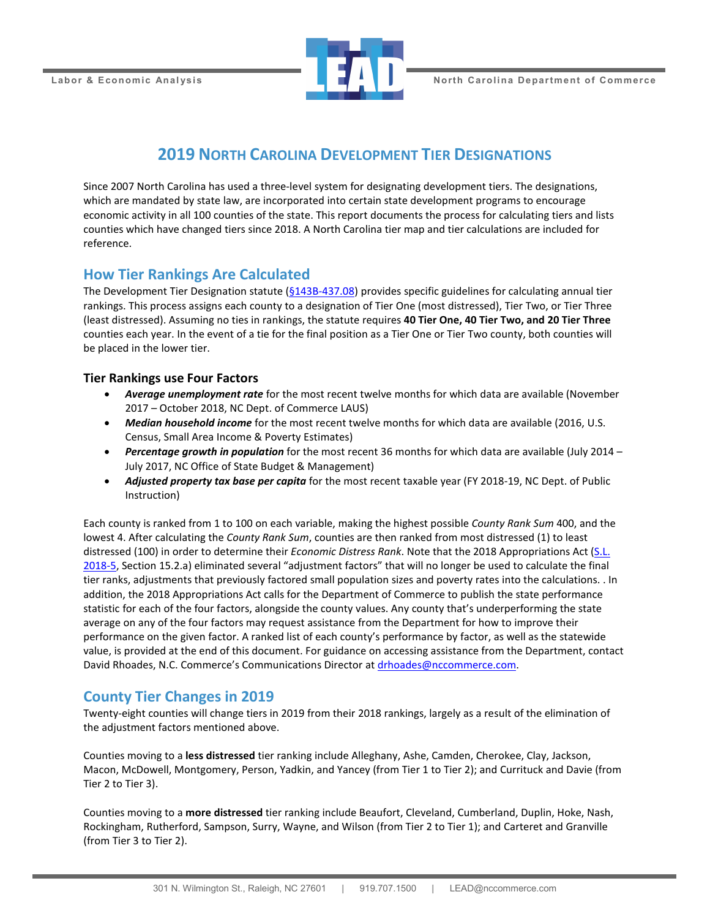# 2019 North Carolina Development Tier Designations

Since 2007 North Carolina has used a three-level system for designating development tiers. The designations, which are mandated by state law, are incorporated into certain state development programs to encourage economic activity in all 100 counties of the state. This report documents the process for calculating tiers and lists counties which have changed tiers since 2018. A North Carolina tier map and tier calculations are included for reference.

## How Tier Rankings Are Calculated

The Development Tier Designation statute (§143B-437.08) provides specific guidelines for calculating annual tier rankings. This process assigns each county to a designation of Tier One (most distressed), Tier Two, or Tier Three (least distressed). Assuming no ties in rankings, the statute requires **40 Tier One, 40 Tier Two, and 20 Tier Three** counties each year. In the event of a tie for the final position as a Tier One or Tier Two county, both counties will be placed in the lower tier.

### Tier Rankings use Four Factors

- ***Average unemployment rate*** for the most recent twelve months for which data are available (November 2017 – October 2018, NC Dept. of Commerce LAUS)
- ***Median household income*** for the most recent twelve months for which data are available (2016, U.S. Census, Small Area Income & Poverty Estimates)
- ***Percentage growth in population*** for the most recent 36 months for which data are available (July 2014 – July 2017, NC Office of State Budget & Management)
- ***Adjusted property tax base per capita*** for the most recent taxable year (FY 2018-19, NC Dept. of Public Instruction)

Each county is ranked from 1 to 100 on each variable, making the highest possible *County Rank Sum* 400, and the lowest 4. After calculating the *County Rank Sum*, counties are then ranked from most distressed (1) to least distressed (100) in order to determine their *Economic Distress Rank*. Note that the 2018 Appropriations Act (S.L. 2018-5, Section 15.2.a) eliminated several "adjustment factors" that will no longer be used to calculate the final tier ranks, adjustments that previously factored small population sizes and poverty rates into the calculations. . In addition, the 2018 Appropriations Act calls for the Department of Commerce to publish the state performance statistic for each of the four factors, alongside the county values. Any county that's underperforming the state average on any of the four factors may request assistance from the Department for how to improve their performance on the given factor. A ranked list of each county's performance by factor, as well as the statewide value, is provided at the end of this document. For guidance on accessing assistance from the Department, contact David Rhoades, N.C. Commerce's Communications Director at drhoades@nccommerce.com.

## County Tier Changes in 2019

Twenty-eight counties will change tiers in 2019 from their 2018 rankings, largely as a result of the elimination of the adjustment factors mentioned above.

Counties moving to a **less distressed** tier ranking include Alleghany, Ashe, Camden, Cherokee, Clay, Jackson, Macon, McDowell, Montgomery, Person, Yadkin, and Yancey (from Tier 1 to Tier 2); and Currituck and Davie (from Tier 2 to Tier 3).

Counties moving to a **more distressed** tier ranking include Beaufort, Cleveland, Cumberland, Duplin, Hoke, Nash, Rockingham, Rutherford, Sampson, Surry, Wayne, and Wilson (from Tier 2 to Tier 1); and Carteret and Granville (from Tier 3 to Tier 2).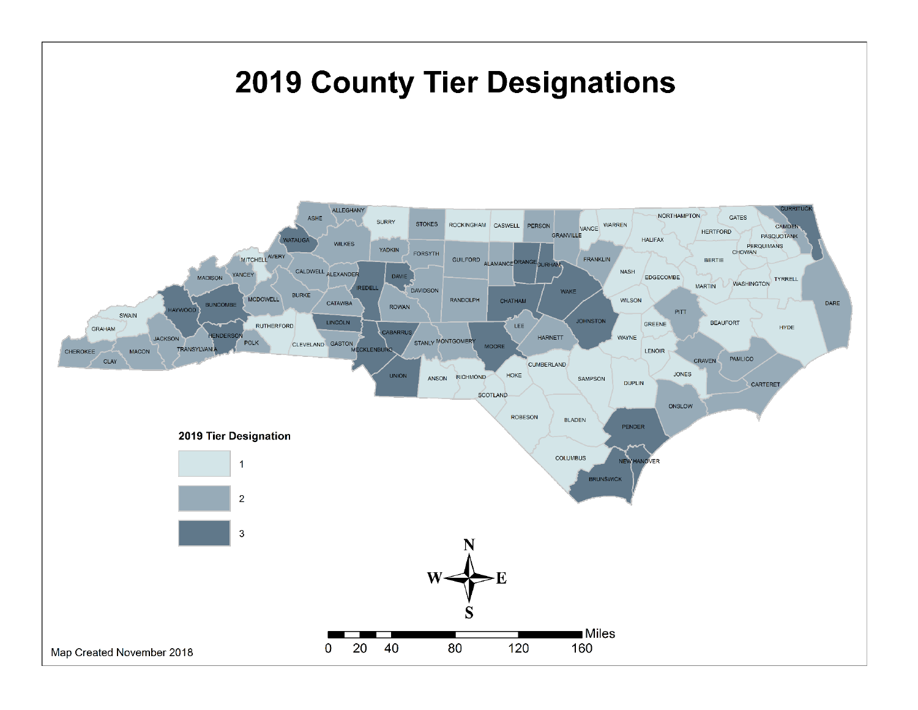# 2019 County Tier Designations

**2019 Tier Designation**

- 1
- 2
- 3

Miles: 0, 20, 40, 80, 120, 160

Map Created November 2018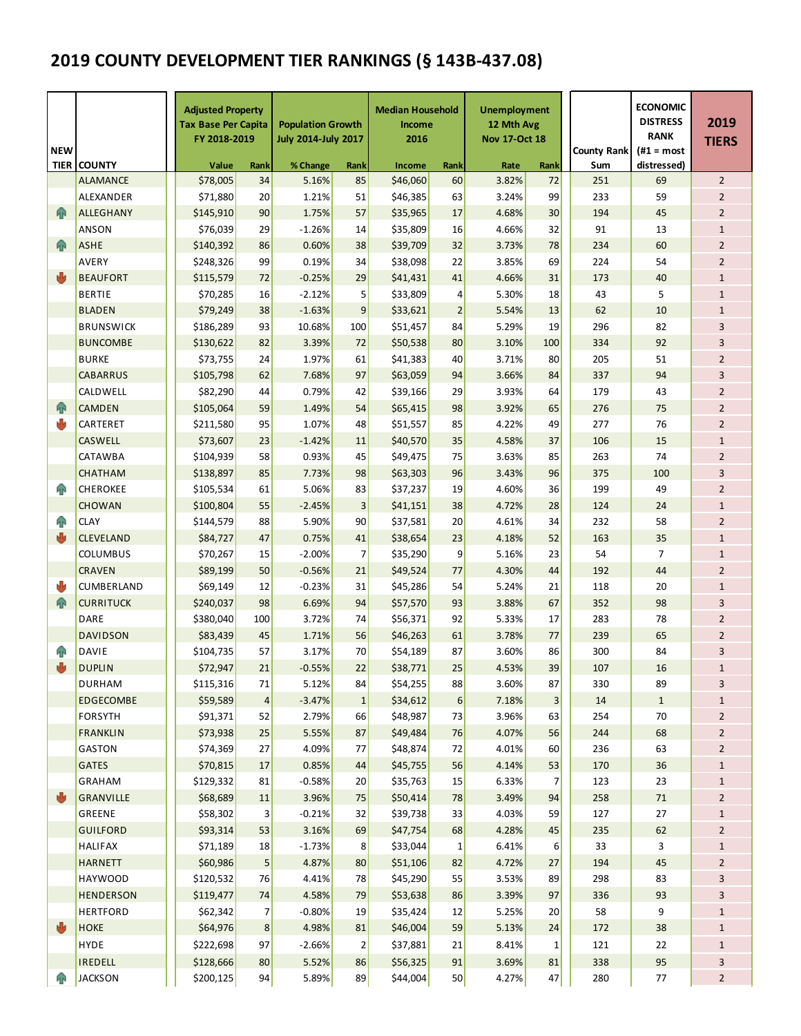# 2019 COUNTY DEVELOPMENT TIER RANKINGS (§ 143B-437.08)

| NEW TIER | COUNTY | Adjusted Property Tax Base Per Capita FY 2018-2019 | | Population Growth July 2014-July 2017 | | Median Household Income 2016 | | Unemployment 12 Mth Avg Nov 17-Oct 18 | | County Rank Sum | ECONOMIC DISTRESS RANK (#1 = most distressed) | 2019 TIERS |
|---|---|---|---|---|---|---|---|---|---|---|---|---|
| | | Value | Rank | % Change | Rank | Income | Rank | Rate | Rank | | | |
| | ALAMANCE | $78,005 | 34 | 5.16% | 85 | $46,060 | 60 | 3.82% | 72 | 251 | 69 | 2 |
| | ALEXANDER | $71,880 | 20 | 1.21% | 51 | $46,385 | 63 | 3.24% | 99 | 233 | 59 | 2 |
| ↑ | ALLEGHANY | $145,910 | 90 | 1.75% | 57 | $35,965 | 17 | 4.68% | 30 | 194 | 45 | 2 |
| | ANSON | $76,039 | 29 | -1.26% | 14 | $35,809 | 16 | 4.66% | 32 | 91 | 13 | 1 |
| ↑ | ASHE | $140,392 | 86 | 0.60% | 38 | $39,709 | 32 | 3.73% | 78 | 234 | 60 | 2 |
| | AVERY | $248,326 | 99 | 0.19% | 34 | $38,098 | 22 | 3.85% | 69 | 224 | 54 | 2 |
| ↓ | BEAUFORT | $115,579 | 72 | -0.25% | 29 | $41,431 | 41 | 4.66% | 31 | 173 | 40 | 1 |
| | BERTIE | $70,285 | 16 | -2.12% | 5 | $33,809 | 4 | 5.30% | 18 | 43 | 5 | 1 |
| | BLADEN | $79,249 | 38 | -1.63% | 9 | $33,621 | 2 | 5.54% | 13 | 62 | 10 | 1 |
| | BRUNSWICK | $186,289 | 93 | 10.68% | 100 | $51,457 | 84 | 5.29% | 19 | 296 | 82 | 3 |
| | BUNCOMBE | $130,622 | 82 | 3.39% | 72 | $50,538 | 80 | 3.10% | 100 | 334 | 92 | 3 |
| | BURKE | $73,755 | 24 | 1.97% | 61 | $41,383 | 40 | 3.71% | 80 | 205 | 51 | 2 |
| | CABARRUS | $105,798 | 62 | 7.68% | 97 | $63,059 | 94 | 3.66% | 84 | 337 | 94 | 3 |
| | CALDWELL | $82,290 | 44 | 0.79% | 42 | $39,166 | 29 | 3.93% | 64 | 179 | 43 | 2 |
| ↑ | CAMDEN | $105,064 | 59 | 1.49% | 54 | $65,415 | 98 | 3.92% | 65 | 276 | 75 | 2 |
| ↓ | CARTERET | $211,580 | 95 | 1.07% | 48 | $51,557 | 85 | 4.22% | 49 | 277 | 76 | 2 |
| | CASWELL | $73,607 | 23 | -1.42% | 11 | $40,570 | 35 | 4.58% | 37 | 106 | 15 | 1 |
| | CATAWBA | $104,939 | 58 | 0.93% | 45 | $49,475 | 75 | 3.63% | 85 | 263 | 74 | 2 |
| | CHATHAM | $138,897 | 85 | 7.73% | 98 | $63,303 | 96 | 3.43% | 96 | 375 | 100 | 3 |
| ↑ | CHEROKEE | $105,534 | 61 | 5.06% | 83 | $37,237 | 19 | 4.60% | 36 | 199 | 49 | 2 |
| | CHOWAN | $100,804 | 55 | -2.45% | 3 | $41,151 | 38 | 4.72% | 28 | 124 | 24 | 1 |
| ↑ | CLAY | $144,579 | 88 | 5.90% | 90 | $37,581 | 20 | 4.61% | 34 | 232 | 58 | 2 |
| ↓ | CLEVELAND | $84,727 | 47 | 0.75% | 41 | $38,654 | 23 | 4.18% | 52 | 163 | 35 | 1 |
| | COLUMBUS | $70,267 | 15 | -2.00% | 7 | $35,290 | 9 | 5.16% | 23 | 54 | 7 | 1 |
| | CRAVEN | $89,199 | 50 | -0.56% | 21 | $49,524 | 77 | 4.30% | 44 | 192 | 44 | 2 |
| ↓ | CUMBERLAND | $69,149 | 12 | -0.23% | 31 | $45,286 | 54 | 5.24% | 21 | 118 | 20 | 1 |
| ↑ | CURRITUCK | $240,037 | 98 | 6.69% | 94 | $57,570 | 93 | 3.88% | 67 | 352 | 98 | 3 |
| | DARE | $380,040 | 100 | 3.72% | 74 | $56,371 | 92 | 5.33% | 17 | 283 | 78 | 2 |
| | DAVIDSON | $83,439 | 45 | 1.71% | 56 | $46,263 | 61 | 3.78% | 77 | 239 | 65 | 2 |
| ↑ | DAVIE | $104,735 | 57 | 3.17% | 70 | $54,189 | 87 | 3.60% | 86 | 300 | 84 | 3 |
| ↓ | DUPLIN | $72,947 | 21 | -0.55% | 22 | $38,771 | 25 | 4.53% | 39 | 107 | 16 | 1 |
| | DURHAM | $115,316 | 71 | 5.12% | 84 | $54,255 | 88 | 3.60% | 87 | 330 | 89 | 3 |
| | EDGECOMBE | $59,589 | 4 | -3.47% | 1 | $34,612 | 6 | 7.18% | 3 | 14 | 1 | 1 |
| | FORSYTH | $91,371 | 52 | 2.79% | 66 | $48,987 | 73 | 3.96% | 63 | 254 | 70 | 2 |
| | FRANKLIN | $73,938 | 25 | 5.55% | 87 | $49,484 | 76 | 4.07% | 56 | 244 | 68 | 2 |
| | GASTON | $74,369 | 27 | 4.09% | 77 | $48,874 | 72 | 4.01% | 60 | 236 | 63 | 2 |
| | GATES | $70,815 | 17 | 0.85% | 44 | $45,755 | 56 | 4.14% | 53 | 170 | 36 | 1 |
| | GRAHAM | $129,332 | 81 | -0.58% | 20 | $35,763 | 15 | 6.33% | 7 | 123 | 23 | 1 |
| ↓ | GRANVILLE | $68,689 | 11 | 3.96% | 75 | $50,414 | 78 | 3.49% | 94 | 258 | 71 | 2 |
| | GREENE | $58,302 | 3 | -0.21% | 32 | $39,738 | 33 | 4.03% | 59 | 127 | 27 | 1 |
| | GUILFORD | $93,314 | 53 | 3.16% | 69 | $47,754 | 68 | 4.28% | 45 | 235 | 62 | 2 |
| | HALIFAX | $71,189 | 18 | -1.73% | 8 | $33,044 | 1 | 6.41% | 6 | 33 | 3 | 1 |
| | HARNETT | $60,986 | 5 | 4.87% | 80 | $51,106 | 82 | 4.72% | 27 | 194 | 45 | 2 |
| | HAYWOOD | $120,532 | 76 | 4.41% | 78 | $45,290 | 55 | 3.53% | 89 | 298 | 83 | 3 |
| | HENDERSON | $119,477 | 74 | 4.58% | 79 | $53,638 | 86 | 3.39% | 97 | 336 | 93 | 3 |
| | HERTFORD | $62,342 | 7 | -0.80% | 19 | $35,424 | 12 | 5.25% | 20 | 58 | 9 | 1 |
| ↓ | HOKE | $64,976 | 8 | 4.98% | 81 | $46,004 | 59 | 5.13% | 24 | 172 | 38 | 1 |
| | HYDE | $222,698 | 97 | -2.66% | 2 | $37,881 | 21 | 8.41% | 1 | 121 | 22 | 1 |
| | IREDELL | $128,666 | 80 | 5.52% | 86 | $56,325 | 91 | 3.69% | 81 | 338 | 95 | 3 |
| ↑ | JACKSON | $200,125 | 94 | 5.89% | 89 | $44,004 | 50 | 4.27% | 47 | 280 | 77 | 2 |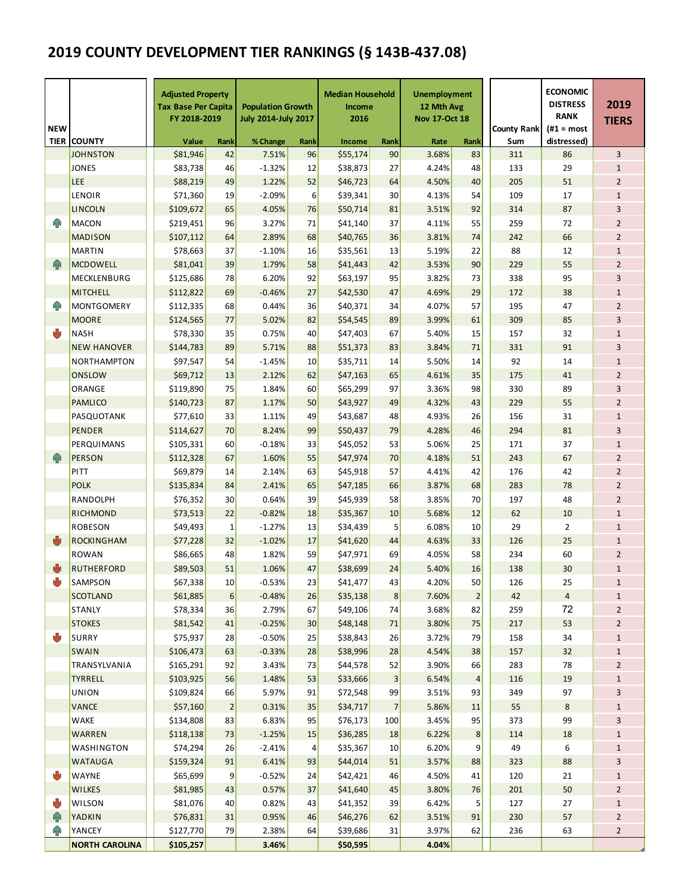# 2019 COUNTY DEVELOPMENT TIER RANKINGS (§ 143B-437.08)

| NEW TIER | COUNTY | Adjusted Property Tax Base Per Capita FY 2018-2019 | | Population Growth July 2014-July 2017 | | Median Household Income 2016 | | Unemployment 12 Mth Avg Nov 17-Oct 18 | | County Rank Sum | ECONOMIC DISTRESS RANK (#1 = most distressed) | 2019 TIERS |
|---|---|---|---|---|---|---|---|---|---|---|---|---|
| | | Value | Rank | % Change | Rank | Income | Rank | Rate | Rank | | | |
| | JOHNSTON | $81,946 | 42 | 7.51% | 96 | $55,174 | 90 | 3.68% | 83 | 311 | 86 | 3 |
| | JONES | $83,738 | 46 | -1.32% | 12 | $38,873 | 27 | 4.24% | 48 | 133 | 29 | 1 |
| | LEE | $88,219 | 49 | 1.22% | 52 | $46,723 | 64 | 4.50% | 40 | 205 | 51 | 2 |
| | LENOIR | $71,360 | 19 | -2.09% | 6 | $39,341 | 30 | 4.13% | 54 | 109 | 17 | 1 |
| | LINCOLN | $109,672 | 65 | 4.05% | 76 | $50,714 | 81 | 3.51% | 92 | 314 | 87 | 3 |
| ↑ | MACON | $219,451 | 96 | 3.27% | 71 | $41,140 | 37 | 4.11% | 55 | 259 | 72 | 2 |
| | MADISON | $107,112 | 64 | 2.89% | 68 | $40,765 | 36 | 3.81% | 74 | 242 | 66 | 2 |
| | MARTIN | $78,663 | 37 | -1.10% | 16 | $35,561 | 13 | 5.19% | 22 | 88 | 12 | 1 |
| ↑ | MCDOWELL | $81,041 | 39 | 1.79% | 58 | $41,443 | 42 | 3.53% | 90 | 229 | 55 | 2 |
| | MECKLENBURG | $125,686 | 78 | 6.20% | 92 | $63,197 | 95 | 3.82% | 73 | 338 | 95 | 3 |
| | MITCHELL | $112,822 | 69 | -0.46% | 27 | $42,530 | 47 | 4.69% | 29 | 172 | 38 | 1 |
| ↑ | MONTGOMERY | $112,335 | 68 | 0.44% | 36 | $40,371 | 34 | 4.07% | 57 | 195 | 47 | 2 |
| | MOORE | $124,565 | 77 | 5.02% | 82 | $54,545 | 89 | 3.99% | 61 | 309 | 85 | 3 |
| ↓ | NASH | $78,330 | 35 | 0.75% | 40 | $47,403 | 67 | 5.40% | 15 | 157 | 32 | 1 |
| | NEW HANOVER | $144,783 | 89 | 5.71% | 88 | $51,373 | 83 | 3.84% | 71 | 331 | 91 | 3 |
| | NORTHAMPTON | $97,547 | 54 | -1.45% | 10 | $35,711 | 14 | 5.50% | 14 | 92 | 14 | 1 |
| | ONSLOW | $69,712 | 13 | 2.12% | 62 | $47,163 | 65 | 4.61% | 35 | 175 | 41 | 2 |
| | ORANGE | $119,890 | 75 | 1.84% | 60 | $65,299 | 97 | 3.36% | 98 | 330 | 89 | 3 |
| | PAMLICO | $140,723 | 87 | 1.17% | 50 | $43,927 | 49 | 4.32% | 43 | 229 | 55 | 2 |
| | PASQUOTANK | $77,610 | 33 | 1.11% | 49 | $43,687 | 48 | 4.93% | 26 | 156 | 31 | 1 |
| | PENDER | $114,627 | 70 | 8.24% | 99 | $50,437 | 79 | 4.28% | 46 | 294 | 81 | 3 |
| | PERQUIMANS | $105,331 | 60 | -0.18% | 33 | $45,052 | 53 | 5.06% | 25 | 171 | 37 | 1 |
| ↑ | PERSON | $112,328 | 67 | 1.60% | 55 | $47,974 | 70 | 4.18% | 51 | 243 | 67 | 2 |
| | PITT | $69,879 | 14 | 2.14% | 63 | $45,918 | 57 | 4.41% | 42 | 176 | 42 | 2 |
| | POLK | $135,834 | 84 | 2.41% | 65 | $47,185 | 66 | 3.87% | 68 | 283 | 78 | 2 |
| | RANDOLPH | $76,352 | 30 | 0.64% | 39 | $45,939 | 58 | 3.85% | 70 | 197 | 48 | 2 |
| | RICHMOND | $73,513 | 22 | -0.82% | 18 | $35,367 | 10 | 5.68% | 12 | 62 | 10 | 1 |
| | ROBESON | $49,493 | 1 | -1.27% | 13 | $34,439 | 5 | 6.08% | 10 | 29 | 2 | 1 |
| ↓ | ROCKINGHAM | $77,228 | 32 | -1.02% | 17 | $41,620 | 44 | 4.63% | 33 | 126 | 25 | 1 |
| | ROWAN | $86,665 | 48 | 1.82% | 59 | $47,971 | 69 | 4.05% | 58 | 234 | 60 | 2 |
| ↓ | RUTHERFORD | $89,503 | 51 | 1.06% | 47 | $38,699 | 24 | 5.40% | 16 | 138 | 30 | 1 |
| ↓ | SAMPSON | $67,338 | 10 | -0.53% | 23 | $41,477 | 43 | 4.20% | 50 | 126 | 25 | 1 |
| | SCOTLAND | $61,885 | 6 | -0.48% | 26 | $35,138 | 8 | 7.60% | 2 | 42 | 4 | 1 |
| | STANLY | $78,334 | 36 | 2.79% | 67 | $49,106 | 74 | 3.68% | 82 | 259 | 72 | 2 |
| | STOKES | $81,542 | 41 | -0.25% | 30 | $48,148 | 71 | 3.80% | 75 | 217 | 53 | 2 |
| ↓ | SURRY | $75,937 | 28 | -0.50% | 25 | $38,843 | 26 | 3.72% | 79 | 158 | 34 | 1 |
| | SWAIN | $106,473 | 63 | -0.33% | 28 | $38,996 | 28 | 4.54% | 38 | 157 | 32 | 1 |
| | TRANSYLVANIA | $165,291 | 92 | 3.43% | 73 | $44,578 | 52 | 3.90% | 66 | 283 | 78 | 2 |
| | TYRRELL | $103,925 | 56 | 1.48% | 53 | $33,666 | 3 | 6.54% | 4 | 116 | 19 | 1 |
| | UNION | $109,824 | 66 | 5.97% | 91 | $72,548 | 99 | 3.51% | 93 | 349 | 97 | 3 |
| | VANCE | $57,160 | 2 | 0.31% | 35 | $34,717 | 7 | 5.86% | 11 | 55 | 8 | 1 |
| | WAKE | $134,808 | 83 | 6.83% | 95 | $76,173 | 100 | 3.45% | 95 | 373 | 99 | 3 |
| | WARREN | $118,138 | 73 | -1.25% | 15 | $36,285 | 18 | 6.22% | 8 | 114 | 18 | 1 |
| | WASHINGTON | $74,294 | 26 | -2.41% | 4 | $35,367 | 10 | 6.20% | 9 | 49 | 6 | 1 |
| | WATAUGA | $159,324 | 91 | 6.41% | 93 | $44,014 | 51 | 3.57% | 88 | 323 | 88 | 3 |
| ↓ | WAYNE | $65,699 | 9 | -0.52% | 24 | $42,421 | 46 | 4.50% | 41 | 120 | 21 | 1 |
| | WILKES | $81,985 | 43 | 0.57% | 37 | $41,640 | 45 | 3.80% | 76 | 201 | 50 | 2 |
| ↓ | WILSON | $81,076 | 40 | 0.82% | 43 | $41,352 | 39 | 6.42% | 5 | 127 | 27 | 1 |
| ↑ | YADKIN | $76,831 | 31 | 0.95% | 46 | $46,276 | 62 | 3.51% | 91 | 230 | 57 | 2 |
| ↑ | YANCEY | $127,770 | 79 | 2.38% | 64 | $39,686 | 31 | 3.97% | 62 | 236 | 63 | 2 |
| | NORTH CAROLINA | $105,257 | | 3.46% | | $50,595 | | 4.04% | | | | |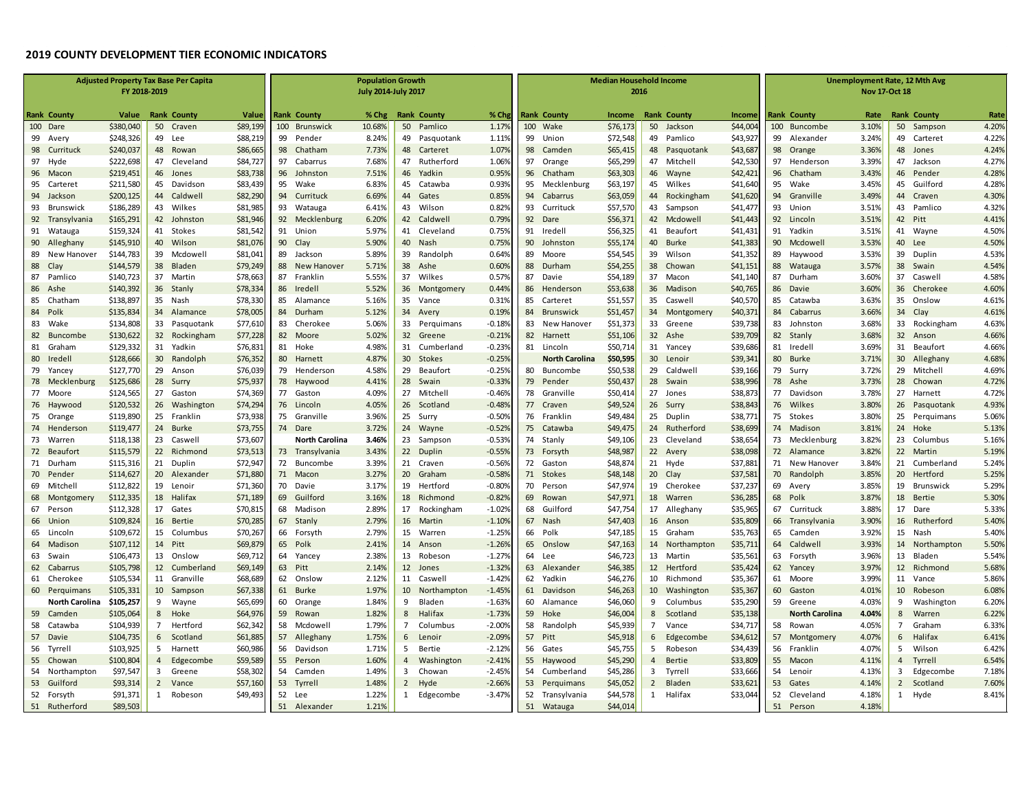## 2019 COUNTY DEVELOPMENT TIER ECONOMIC INDICATORS

### Adjusted Property Tax Base Per Capita FY 2018-2019

| Rank | County | Value | Rank | County | Value |
|---|---|---|---|---|---|
| 100 | Dare | $380,040 | 50 | Craven | $89,199 |
| 99 | Avery | $248,326 | 49 | Lee | $88,219 |
| 98 | Currituck | $240,037 | 48 | Rowan | $86,665 |
| 97 | Hyde | $222,698 | 47 | Cleveland | $84,727 |
| 96 | Macon | $219,451 | 46 | Jones | $83,738 |
| 95 | Carteret | $211,580 | 45 | Davidson | $83,439 |
| 94 | Jackson | $200,125 | 44 | Caldwell | $82,290 |
| 93 | Brunswick | $186,289 | 43 | Wilkes | $81,985 |
| 92 | Transylvania | $165,291 | 42 | Johnston | $81,946 |
| 91 | Watauga | $159,324 | 41 | Stokes | $81,542 |
| 90 | Alleghany | $145,910 | 40 | Wilson | $81,076 |
| 89 | New Hanover | $144,783 | 39 | Mcdowell | $81,041 |
| 88 | Clay | $144,579 | 38 | Bladen | $79,249 |
| 87 | Pamlico | $140,723 | 37 | Martin | $78,663 |
| 86 | Ashe | $140,392 | 36 | Stanly | $78,334 |
| 85 | Chatham | $138,897 | 35 | Nash | $78,330 |
| 84 | Polk | $135,834 | 34 | Alamance | $78,005 |
| 83 | Wake | $134,808 | 33 | Pasquotank | $77,610 |
| 82 | Buncombe | $130,622 | 32 | Rockingham | $77,228 |
| 81 | Graham | $129,332 | 31 | Yadkin | $76,831 |
| 80 | Iredell | $128,666 | 30 | Randolph | $76,352 |
| 79 | Yancey | $127,770 | 29 | Anson | $76,039 |
| 78 | Mecklenburg | $125,686 | 28 | Surry | $75,937 |
| 77 | Moore | $124,565 | 27 | Gaston | $74,369 |
| 76 | Haywood | $120,532 | 26 | Washington | $74,294 |
| 75 | Orange | $119,890 | 25 | Franklin | $73,938 |
| 74 | Henderson | $119,477 | 24 | Burke | $73,755 |
| 73 | Warren | $118,138 | 23 | Caswell | $73,607 |
| 72 | Beaufort | $115,579 | 22 | Richmond | $73,513 |
| 71 | Durham | $115,316 | 21 | Duplin | $72,947 |
| 70 | Pender | $114,627 | 20 | Alexander | $71,880 |
| 69 | Mitchell | $112,822 | 19 | Lenoir | $71,360 |
| 68 | Montgomery | $112,335 | 18 | Halifax | $71,189 |
| 67 | Person | $112,328 | 17 | Gates | $70,815 |
| 66 | Union | $109,824 | 16 | Bertie | $70,285 |
| 65 | Lincoln | $109,672 | 15 | Columbus | $70,267 |
| 64 | Madison | $107,112 | 14 | Pitt | $69,879 |
| 63 | Swain | $106,473 | 13 | Onslow | $69,712 |
| 62 | Cabarrus | $105,798 | 12 | Cumberland | $69,149 |
| 61 | Cherokee | $105,534 | 11 | Granville | $68,689 |
| 60 | Perquimans | $105,331 | 10 | Sampson | $67,338 |
| | **North Carolina** | **$105,257** | 9 | Wayne | $65,699 |
| 59 | Camden | $105,064 | 8 | Hoke | $64,976 |
| 58 | Catawba | $104,939 | 7 | Hertford | $62,342 |
| 57 | Davie | $104,735 | 6 | Scotland | $61,885 |
| 56 | Tyrrell | $103,925 | 5 | Harnett | $60,986 |
| 55 | Chowan | $100,804 | 4 | Edgecombe | $59,589 |
| 54 | Northampton | $97,547 | 3 | Greene | $58,302 |
| 53 | Guilford | $93,314 | 2 | Vance | $57,160 |
| 52 | Forsyth | $91,371 | 1 | Robeson | $49,493 |
| 51 | Rutherford | $89,503 | | | |

### Population Growth July 2014-July 2017

| Rank | County | % Chg | Rank | County | % Chg |
|---|---|---|---|---|---|
| 100 | Brunswick | 10.68% | 50 | Pamlico | 1.17% |
| 99 | Pender | 8.24% | 49 | Pasquotank | 1.11% |
| 98 | Chatham | 7.73% | 48 | Carteret | 1.07% |
| 97 | Cabarrus | 7.68% | 47 | Rutherford | 1.06% |
| 96 | Johnston | 7.51% | 46 | Yadkin | 0.95% |
| 95 | Wake | 6.83% | 45 | Catawba | 0.93% |
| 94 | Currituck | 6.69% | 44 | Gates | 0.85% |
| 93 | Watauga | 6.41% | 43 | Wilson | 0.82% |
| 92 | Mecklenburg | 6.20% | 42 | Caldwell | 0.79% |
| 91 | Union | 5.97% | 41 | Cleveland | 0.75% |
| 90 | Clay | 5.90% | 40 | Nash | 0.75% |
| 89 | Jackson | 5.89% | 39 | Randolph | 0.64% |
| 88 | New Hanover | 5.71% | 38 | Ashe | 0.60% |
| 87 | Franklin | 5.55% | 37 | Wilkes | 0.57% |
| 86 | Iredell | 5.52% | 36 | Montgomery | 0.44% |
| 85 | Alamance | 5.16% | 35 | Vance | 0.31% |
| 84 | Durham | 5.12% | 34 | Avery | 0.19% |
| 83 | Cherokee | 5.06% | 33 | Perquimans | -0.18% |
| 82 | Moore | 5.02% | 32 | Greene | -0.21% |
| 81 | Hoke | 4.98% | 31 | Cumberland | -0.23% |
| 80 | Harnett | 4.87% | 30 | Stokes | -0.25% |
| 79 | Henderson | 4.58% | 29 | Beaufort | -0.25% |
| 78 | Haywood | 4.41% | 28 | Swain | -0.33% |
| 77 | Gaston | 4.09% | 27 | Mitchell | -0.46% |
| 76 | Lincoln | 4.05% | 26 | Scotland | -0.48% |
| 75 | Granville | 3.96% | 25 | Surry | -0.50% |
| 74 | Dare | 3.72% | 24 | Wayne | -0.52% |
| | **North Carolina** | **3.46%** | 23 | Sampson | -0.53% |
| 73 | Transylvania | 3.43% | 22 | Duplin | -0.55% |
| 72 | Buncombe | 3.39% | 21 | Craven | -0.56% |
| 71 | Macon | 3.27% | 20 | Graham | -0.58% |
| 70 | Davie | 3.17% | 19 | Hertford | -0.80% |
| 69 | Guilford | 3.16% | 18 | Richmond | -0.82% |
| 68 | Madison | 2.89% | 17 | Rockingham | -1.02% |
| 67 | Stanly | 2.79% | 16 | Martin | -1.10% |
| 66 | Forsyth | 2.79% | 15 | Warren | -1.25% |
| 65 | Polk | 2.41% | 14 | Anson | -1.26% |
| 64 | Yancey | 2.38% | 13 | Robeson | -1.27% |
| 63 | Pitt | 2.14% | 12 | Jones | -1.32% |
| 62 | Onslow | 2.12% | 11 | Caswell | -1.42% |
| 61 | Burke | 1.97% | 10 | Northampton | -1.45% |
| 60 | Orange | 1.84% | 9 | Bladen | -1.63% |
| 59 | Rowan | 1.82% | 8 | Halifax | -1.73% |
| 58 | Mcdowell | 1.79% | 7 | Columbus | -2.00% |
| 57 | Alleghany | 1.75% | 6 | Lenoir | -2.09% |
| 56 | Davidson | 1.71% | 5 | Bertie | -2.12% |
| 55 | Person | 1.60% | 4 | Washington | -2.41% |
| 54 | Camden | 1.49% | 3 | Chowan | -2.45% |
| 53 | Tyrrell | 1.48% | 2 | Hyde | -2.66% |
| 52 | Lee | 1.22% | 1 | Edgecombe | -3.47% |
| 51 | Alexander | 1.21% | | | |

### Median Household Income 2016

| Rank | County | Income | Rank | County | Income |
|---|---|---|---|---|---|
| 100 | Wake | $76,173 | 50 | Jackson | $44,004 |
| 99 | Union | $72,548 | 49 | Pamlico | $43,927 |
| 98 | Camden | $65,415 | 48 | Pasquotank | $43,687 |
| 97 | Orange | $65,299 | 47 | Mitchell | $42,530 |
| 96 | Chatham | $63,303 | 46 | Wayne | $42,421 |
| 95 | Mecklenburg | $63,197 | 45 | Wilkes | $41,640 |
| 94 | Cabarrus | $63,059 | 44 | Rockingham | $41,620 |
| 93 | Currituck | $57,570 | 43 | Sampson | $41,477 |
| 92 | Dare | $56,371 | 42 | Mcdowell | $41,443 |
| 91 | Iredell | $56,325 | 41 | Beaufort | $41,431 |
| 90 | Johnston | $55,174 | 40 | Burke | $41,383 |
| 89 | Moore | $54,545 | 39 | Wilson | $41,352 |
| 88 | Durham | $54,255 | 38 | Chowan | $41,151 |
| 87 | Davie | $54,189 | 37 | Macon | $41,140 |
| 86 | Henderson | $53,638 | 36 | Madison | $40,765 |
| 85 | Carteret | $51,557 | 35 | Caswell | $40,570 |
| 84 | Brunswick | $51,457 | 34 | Montgomery | $40,371 |
| 83 | New Hanover | $51,373 | 33 | Greene | $39,738 |
| 82 | Harnett | $51,106 | 32 | Ashe | $39,709 |
| 81 | Lincoln | $50,714 | 31 | Yancey | $39,686 |
| | **North Carolina** | **$50,595** | 30 | Lenoir | $39,341 |
| 80 | Buncombe | $50,538 | 29 | Caldwell | $39,166 |
| 79 | Pender | $50,437 | 28 | Swain | $38,996 |
| 78 | Granville | $50,414 | 27 | Jones | $38,873 |
| 77 | Craven | $49,524 | 26 | Surry | $38,843 |
| 76 | Franklin | $49,484 | 25 | Duplin | $38,771 |
| 75 | Catawba | $49,475 | 24 | Rutherford | $38,699 |
| 74 | Stanly | $49,106 | 23 | Cleveland | $38,654 |
| 73 | Forsyth | $48,987 | 22 | Avery | $38,098 |
| 72 | Gaston | $48,874 | 21 | Hyde | $37,881 |
| 71 | Stokes | $48,148 | 20 | Clay | $37,581 |
| 70 | Person | $47,974 | 19 | Cherokee | $37,237 |
| 69 | Rowan | $47,971 | 18 | Warren | $36,285 |
| 68 | Guilford | $47,754 | 17 | Alleghany | $35,965 |
| 67 | Nash | $47,403 | 16 | Anson | $35,809 |
| 66 | Polk | $47,185 | 15 | Graham | $35,763 |
| 65 | Onslow | $47,163 | 14 | Northampton | $35,711 |
| 64 | Lee | $46,723 | 13 | Martin | $35,561 |
| 63 | Alexander | $46,385 | 12 | Hertford | $35,424 |
| 62 | Yadkin | $46,276 | 11 | Richmond | $35,367 |
| 61 | Davidson | $46,263 | 10 | Washington | $35,367 |
| 60 | Alamance | $46,060 | 9 | Columbus | $35,290 |
| 59 | Hoke | $46,004 | 8 | Scotland | $35,138 |
| 58 | Randolph | $45,939 | 7 | Vance | $34,717 |
| 57 | Pitt | $45,918 | 6 | Edgecombe | $34,612 |
| 56 | Gates | $45,755 | 5 | Robeson | $34,439 |
| 55 | Haywood | $45,290 | 4 | Bertie | $33,809 |
| 54 | Cumberland | $45,286 | 3 | Tyrrell | $33,666 |
| 53 | Perquimans | $45,052 | 2 | Bladen | $33,621 |
| 52 | Transylvania | $44,578 | 1 | Halifax | $33,044 |
| 51 | Watauga | $44,014 | | | |

### Unemployment Rate, 12 Mth Avg Nov 17-Oct 18

| Rank | County | Rate | Rank | County | Rate |
|---|---|---|---|---|---|
| 100 | Buncombe | 3.10% | 50 | Sampson | 4.20% |
| 99 | Alexander | 3.24% | 49 | Carteret | 4.22% |
| 98 | Orange | 3.36% | 48 | Jones | 4.24% |
| 97 | Henderson | 3.39% | 47 | Jackson | 4.27% |
| 96 | Chatham | 3.43% | 46 | Pender | 4.28% |
| 95 | Wake | 3.45% | 45 | Guilford | 4.28% |
| 94 | Granville | 3.49% | 44 | Craven | 4.30% |
| 93 | Union | 3.51% | 43 | Pamlico | 4.32% |
| 92 | Lincoln | 3.51% | 42 | Pitt | 4.41% |
| 91 | Yadkin | 3.51% | 41 | Wayne | 4.50% |
| 90 | Mcdowell | 3.53% | 40 | Lee | 4.50% |
| 89 | Haywood | 3.53% | 39 | Duplin | 4.53% |
| 88 | Watauga | 3.57% | 38 | Swain | 4.54% |
| 87 | Durham | 3.60% | 37 | Caswell | 4.58% |
| 86 | Davie | 3.60% | 36 | Cherokee | 4.60% |
| 85 | Catawba | 3.63% | 35 | Onslow | 4.61% |
| 84 | Cabarrus | 3.66% | 34 | Clay | 4.61% |
| 83 | Johnston | 3.68% | 33 | Rockingham | 4.63% |
| 82 | Stanly | 3.68% | 32 | Anson | 4.66% |
| 81 | Iredell | 3.69% | 31 | Beaufort | 4.66% |
| 80 | Burke | 3.71% | 30 | Alleghany | 4.68% |
| 79 | Surry | 3.72% | 29 | Mitchell | 4.69% |
| 78 | Ashe | 3.73% | 28 | Chowan | 4.72% |
| 77 | Davidson | 3.78% | 27 | Harnett | 4.72% |
| 76 | Wilkes | 3.80% | 26 | Pasquotank | 4.93% |
| 75 | Stokes | 3.80% | 25 | Perquimans | 5.06% |
| 74 | Madison | 3.81% | 24 | Hoke | 5.13% |
| 73 | Mecklenburg | 3.82% | 23 | Columbus | 5.16% |
| 72 | Alamance | 3.82% | 22 | Martin | 5.19% |
| 71 | New Hanover | 3.84% | 21 | Cumberland | 5.24% |
| 70 | Randolph | 3.85% | 20 | Hertford | 5.25% |
| 69 | Avery | 3.85% | 19 | Brunswick | 5.29% |
| 68 | Polk | 3.87% | 18 | Bertie | 5.30% |
| 67 | Currituck | 3.88% | 17 | Dare | 5.33% |
| 66 | Transylvania | 3.90% | 16 | Rutherford | 5.40% |
| 65 | Camden | 3.92% | 15 | Nash | 5.40% |
| 64 | Caldwell | 3.93% | 14 | Northampton | 5.50% |
| 63 | Forsyth | 3.96% | 13 | Bladen | 5.54% |
| 62 | Yancey | 3.97% | 12 | Richmond | 5.68% |
| 61 | Moore | 3.99% | 11 | Vance | 5.86% |
| 60 | Gaston | 4.01% | 10 | Robeson | 6.08% |
| 59 | Greene | 4.03% | 9 | Washington | 6.20% |
| | **North Carolina** | **4.04%** | 8 | Warren | 6.22% |
| 58 | Rowan | 4.05% | 7 | Graham | 6.33% |
| 57 | Montgomery | 4.07% | 6 | Halifax | 6.41% |
| 56 | Franklin | 4.07% | 5 | Wilson | 6.42% |
| 55 | Macon | 4.11% | 4 | Tyrrell | 6.54% |
| 54 | Lenoir | 4.13% | 3 | Edgecombe | 7.18% |
| 53 | Gates | 4.14% | 2 | Scotland | 7.60% |
| 52 | Cleveland | 4.18% | 1 | Hyde | 8.41% |
| 51 | Person | 4.18% | | | |